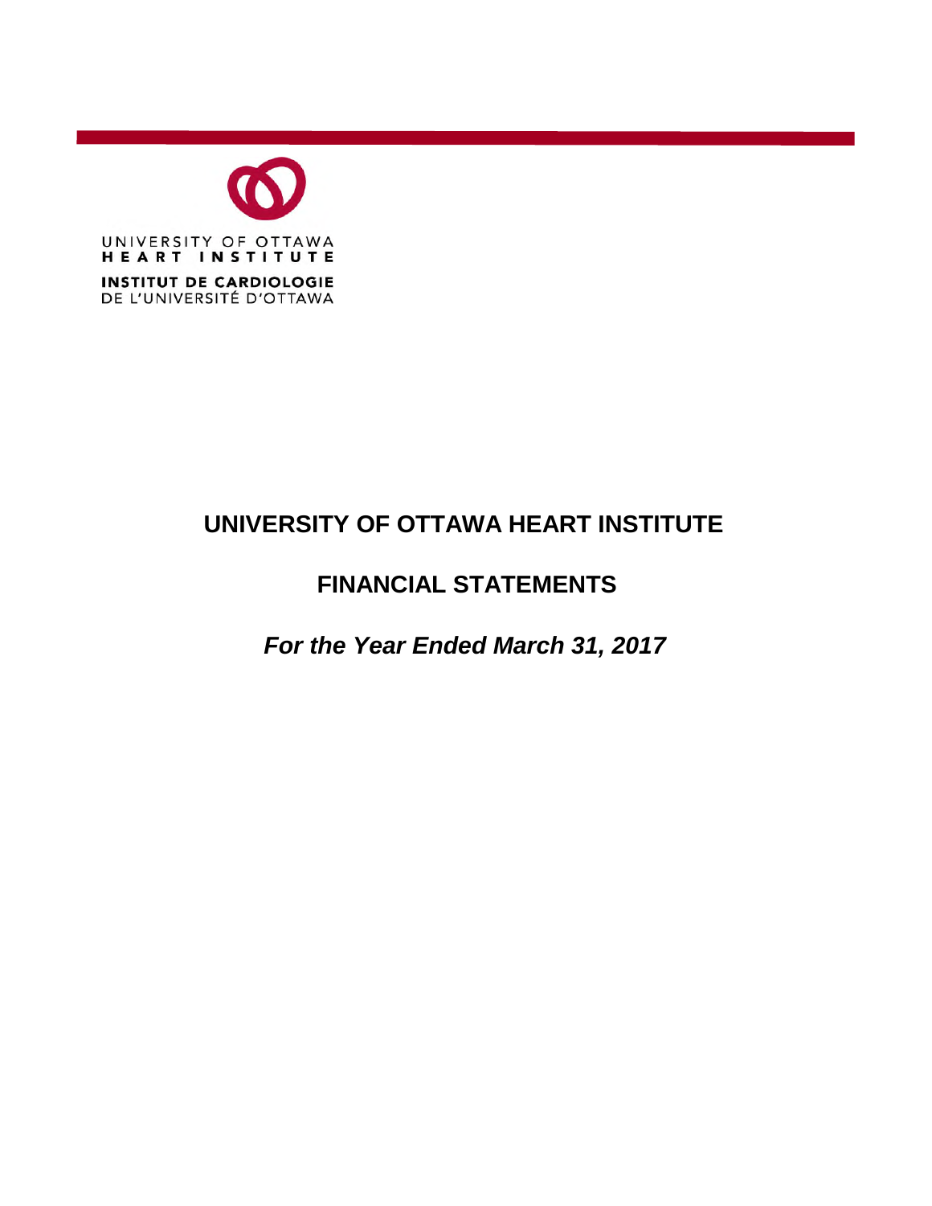UNIVERSITY OF OTTAWA
HEART INSTITUTE

INSTITUT DE CARDIOLOGIE
DE L'UNIVERSITÉ D'OTTAWA

# UNIVERSITY OF OTTAWA HEART INSTITUTE

## FINANCIAL STATEMENTS

***For the Year Ended March 31, 2017***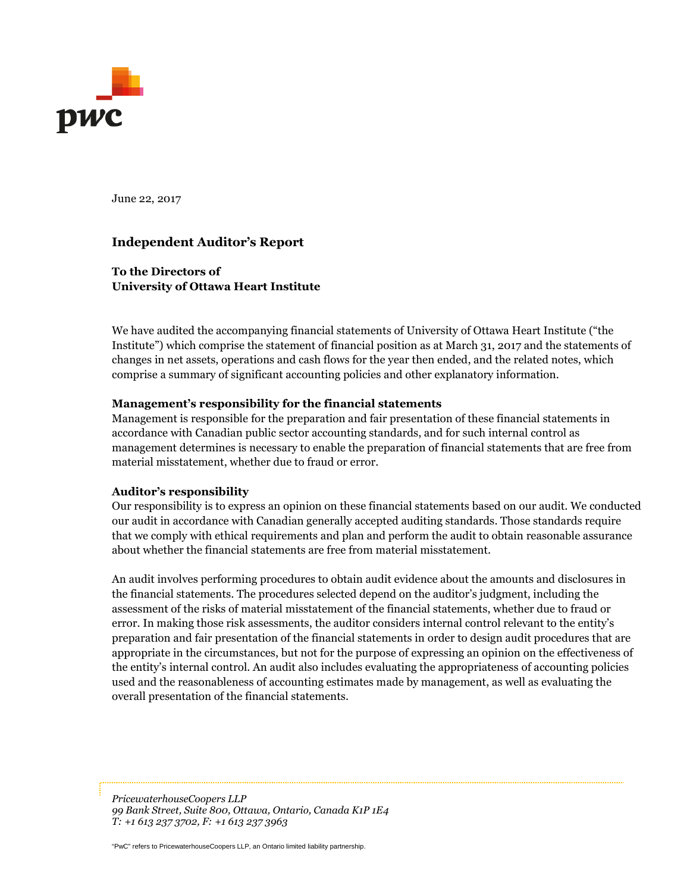June 22, 2017

## Independent Auditor's Report

**To the Directors of**
**University of Ottawa Heart Institute**

We have audited the accompanying financial statements of University of Ottawa Heart Institute ("the Institute") which comprise the statement of financial position as at March 31, 2017 and the statements of changes in net assets, operations and cash flows for the year then ended, and the related notes, which comprise a summary of significant accounting policies and other explanatory information.

**Management's responsibility for the financial statements**
Management is responsible for the preparation and fair presentation of these financial statements in accordance with Canadian public sector accounting standards, and for such internal control as management determines is necessary to enable the preparation of financial statements that are free from material misstatement, whether due to fraud or error.

**Auditor's responsibility**
Our responsibility is to express an opinion on these financial statements based on our audit. We conducted our audit in accordance with Canadian generally accepted auditing standards. Those standards require that we comply with ethical requirements and plan and perform the audit to obtain reasonable assurance about whether the financial statements are free from material misstatement.

An audit involves performing procedures to obtain audit evidence about the amounts and disclosures in the financial statements. The procedures selected depend on the auditor's judgment, including the assessment of the risks of material misstatement of the financial statements, whether due to fraud or error. In making those risk assessments, the auditor considers internal control relevant to the entity's preparation and fair presentation of the financial statements in order to design audit procedures that are appropriate in the circumstances, but not for the purpose of expressing an opinion on the effectiveness of the entity's internal control. An audit also includes evaluating the appropriateness of accounting policies used and the reasonableness of accounting estimates made by management, as well as evaluating the overall presentation of the financial statements.

*PricewaterhouseCoopers LLP*
*99 Bank Street, Suite 800, Ottawa, Ontario, Canada K1P 1E4*
*T: +1 613 237 3702, F: +1 613 237 3963*

"PwC" refers to PricewaterhouseCoopers LLP, an Ontario limited liability partnership.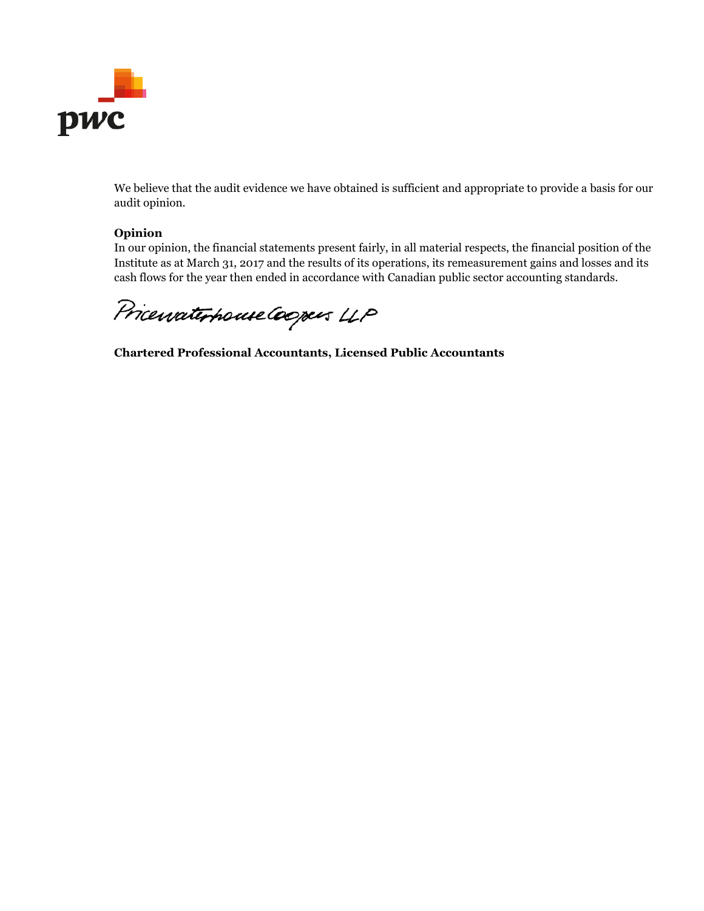We believe that the audit evidence we have obtained is sufficient and appropriate to provide a basis for our audit opinion.

**Opinion**

In our opinion, the financial statements present fairly, in all material respects, the financial position of the Institute as at March 31, 2017 and the results of its operations, its remeasurement gains and losses and its cash flows for the year then ended in accordance with Canadian public sector accounting standards.

PricewaterhouseCoopers LLP

**Chartered Professional Accountants, Licensed Public Accountants**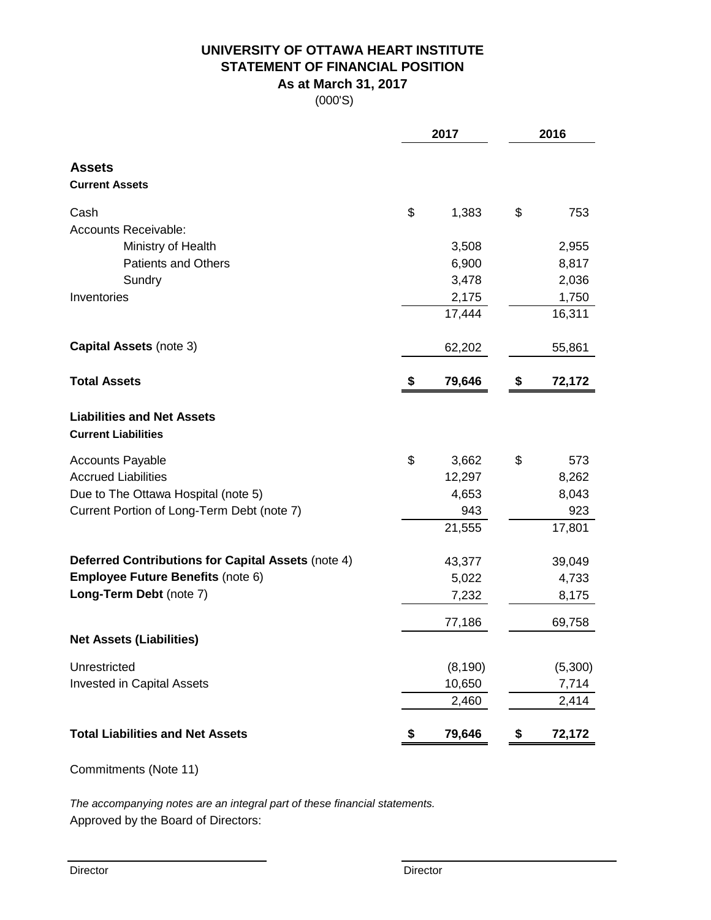# UNIVERSITY OF OTTAWA HEART INSTITUTE
## STATEMENT OF FINANCIAL POSITION
### As at March 31, 2017
(000'S)

| | 2017 | 2016 |
|---|---|---|
| **Assets** | | |
| **Current Assets** | | |
| Cash | $ 1,383 | $ 753 |
| Accounts Receivable: | | |
| Ministry of Health | 3,508 | 2,955 |
| Patients and Others | 6,900 | 8,817 |
| Sundry | 3,478 | 2,036 |
| Inventories | 2,175 | 1,750 |
| | 17,444 | 16,311 |
| **Capital Assets** (note 3) | 62,202 | 55,861 |
| **Total Assets** | **$ 79,646** | **$ 72,172** |
| **Liabilities and Net Assets** | | |
| **Current Liabilities** | | |
| Accounts Payable | $ 3,662 | $ 573 |
| Accrued Liabilities | 12,297 | 8,262 |
| Due to The Ottawa Hospital (note 5) | 4,653 | 8,043 |
| Current Portion of Long-Term Debt (note 7) | 943 | 923 |
| | 21,555 | 17,801 |
| **Deferred Contributions for Capital Assets** (note 4) | 43,377 | 39,049 |
| **Employee Future Benefits** (note 6) | 5,022 | 4,733 |
| **Long-Term Debt** (note 7) | 7,232 | 8,175 |
| | 77,186 | 69,758 |
| **Net Assets (Liabilities)** | | |
| Unrestricted | (8,190) | (5,300) |
| Invested in Capital Assets | 10,650 | 7,714 |
| | 2,460 | 2,414 |
| **Total Liabilities and Net Assets** | **$ 79,646** | **$ 72,172** |

Commitments (Note 11)

*The accompanying notes are an integral part of these financial statements.*

Approved by the Board of Directors:

Director

Director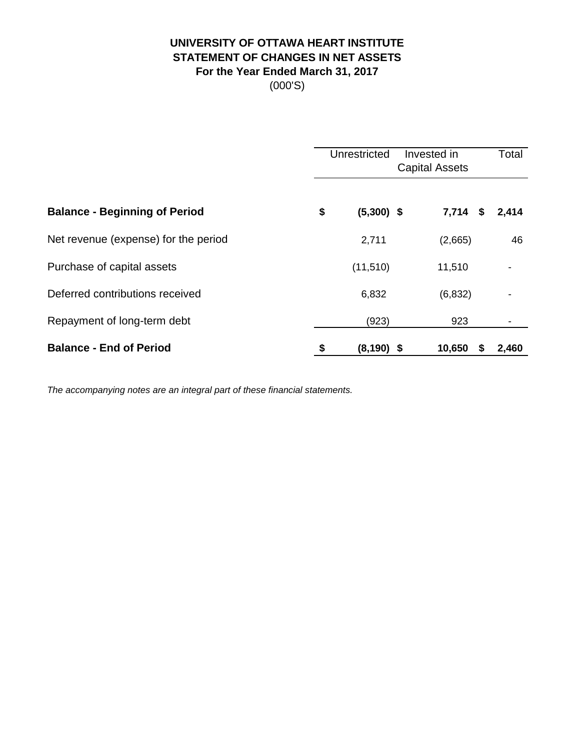# UNIVERSITY OF OTTAWA HEART INSTITUTE
## STATEMENT OF CHANGES IN NET ASSETS
### For the Year Ended March 31, 2017
(000'S)

| | Unrestricted | Invested in Capital Assets | Total |
|---|---|---|---|
| **Balance - Beginning of Period** | **$ (5,300)** | **$ 7,714** | **$ 2,414** |
| Net revenue (expense) for the period | 2,711 | (2,665) | 46 |
| Purchase of capital assets | (11,510) | 11,510 | - |
| Deferred contributions received | 6,832 | (6,832) | - |
| Repayment of long-term debt | (923) | 923 | - |
| **Balance - End of Period** | **$ (8,190)** | **$ 10,650** | **$ 2,460** |

*The accompanying notes are an integral part of these financial statements.*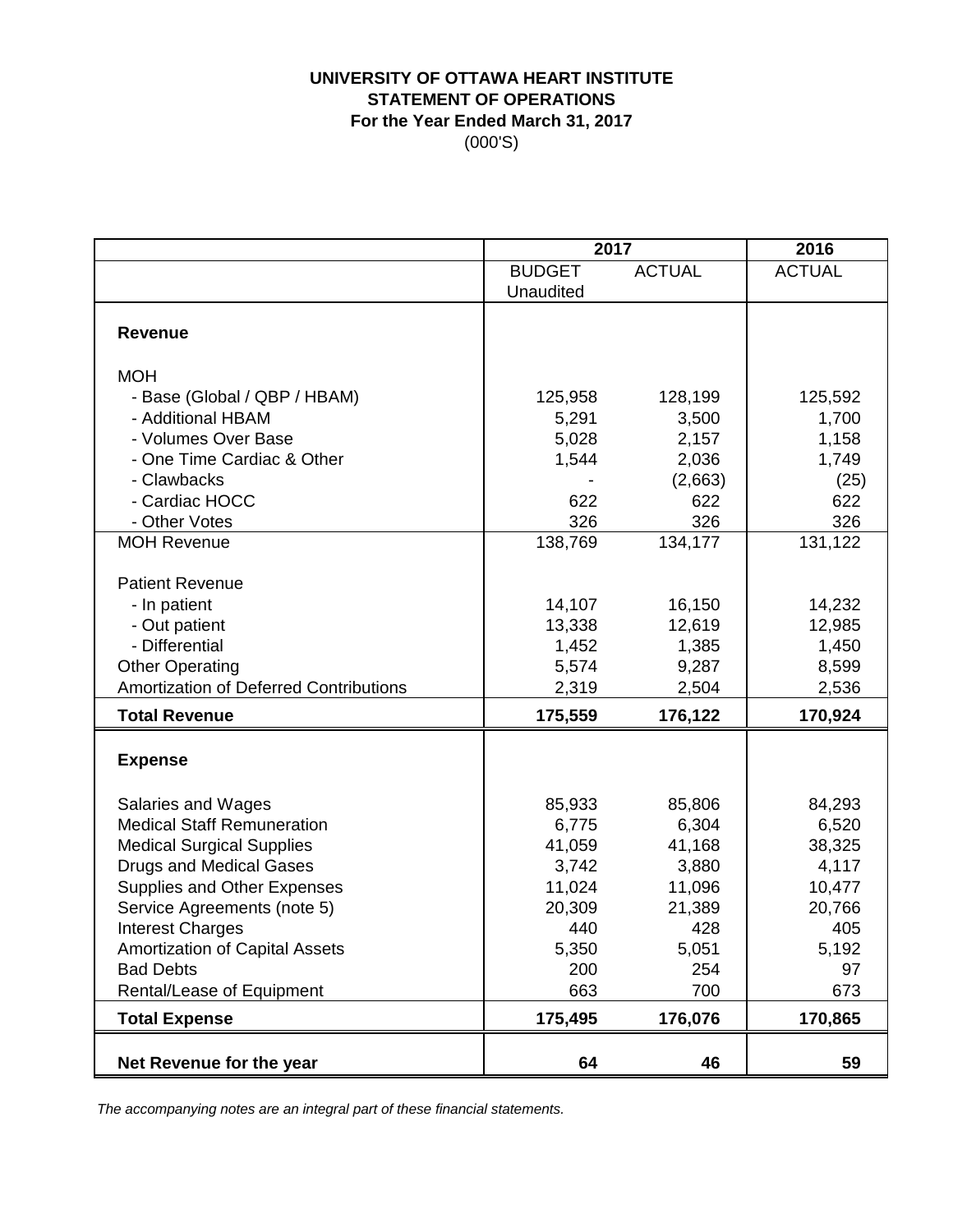**UNIVERSITY OF OTTAWA HEART INSTITUTE**
**STATEMENT OF OPERATIONS**
**For the Year Ended March 31, 2017**
(000'S)

| | 2017 | | 2016 |
|---|---|---|---|
| | BUDGET Unaudited | ACTUAL | ACTUAL |
| **Revenue** | | | |
| MOH | | | |
| - Base (Global / QBP / HBAM) | 125,958 | 128,199 | 125,592 |
| - Additional HBAM | 5,291 | 3,500 | 1,700 |
| - Volumes Over Base | 5,028 | 2,157 | 1,158 |
| - One Time Cardiac & Other | 1,544 | 2,036 | 1,749 |
| - Clawbacks | - | (2,663) | (25) |
| - Cardiac HOCC | 622 | 622 | 622 |
| - Other Votes | 326 | 326 | 326 |
| MOH Revenue | 138,769 | 134,177 | 131,122 |
| Patient Revenue | | | |
| - In patient | 14,107 | 16,150 | 14,232 |
| - Out patient | 13,338 | 12,619 | 12,985 |
| - Differential | 1,452 | 1,385 | 1,450 |
| Other Operating | 5,574 | 9,287 | 8,599 |
| Amortization of Deferred Contributions | 2,319 | 2,504 | 2,536 |
| **Total Revenue** | **175,559** | **176,122** | **170,924** |
| **Expense** | | | |
| Salaries and Wages | 85,933 | 85,806 | 84,293 |
| Medical Staff Remuneration | 6,775 | 6,304 | 6,520 |
| Medical Surgical Supplies | 41,059 | 41,168 | 38,325 |
| Drugs and Medical Gases | 3,742 | 3,880 | 4,117 |
| Supplies and Other Expenses | 11,024 | 11,096 | 10,477 |
| Service Agreements (note 5) | 20,309 | 21,389 | 20,766 |
| Interest Charges | 440 | 428 | 405 |
| Amortization of Capital Assets | 5,350 | 5,051 | 5,192 |
| Bad Debts | 200 | 254 | 97 |
| Rental/Lease of Equipment | 663 | 700 | 673 |
| **Total Expense** | **175,495** | **176,076** | **170,865** |
| **Net Revenue for the year** | **64** | **46** | **59** |

*The accompanying notes are an integral part of these financial statements.*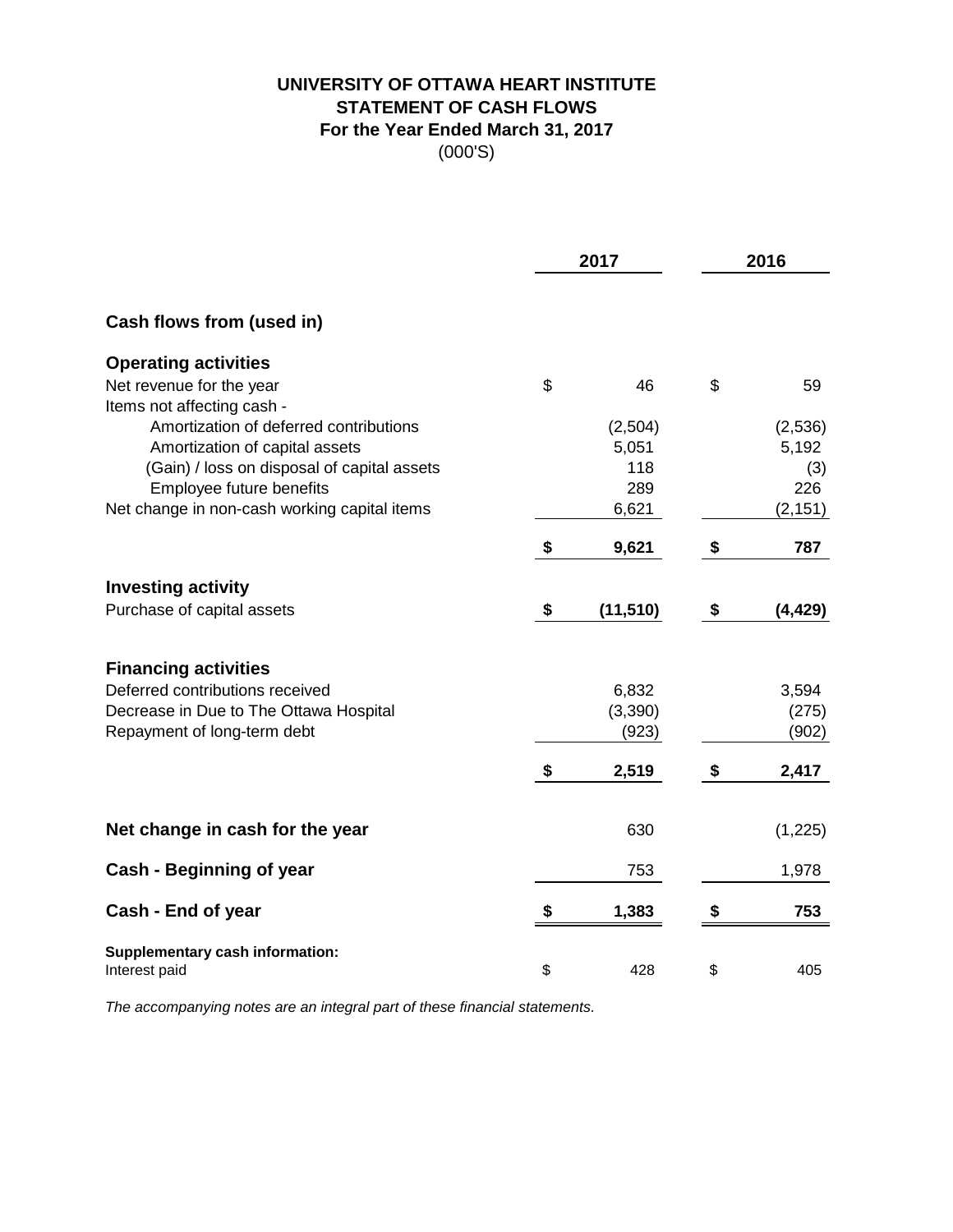# UNIVERSITY OF OTTAWA HEART INSTITUTE
## STATEMENT OF CASH FLOWS
### For the Year Ended March 31, 2017
(000'S)

| | 2017 | 2016 |
|---|---|---|
| **Cash flows from (used in)** | | |
| **Operating activities** | | |
| Net revenue for the year | $ 46 | $ 59 |
| Items not affecting cash - | | |
| Amortization of deferred contributions | (2,504) | (2,536) |
| Amortization of capital assets | 5,051 | 5,192 |
| (Gain) / loss on disposal of capital assets | 118 | (3) |
| Employee future benefits | 289 | 226 |
| Net change in non-cash working capital items | 6,621 | (2,151) |
| | **$ 9,621** | **$ 787** |
| **Investing activity** | | |
| Purchase of capital assets | **$ (11,510)** | **$ (4,429)** |
| **Financing activities** | | |
| Deferred contributions received | 6,832 | 3,594 |
| Decrease in Due to The Ottawa Hospital | (3,390) | (275) |
| Repayment of long-term debt | (923) | (902) |
| | **$ 2,519** | **$ 2,417** |
| **Net change in cash for the year** | 630 | (1,225) |
| **Cash - Beginning of year** | 753 | 1,978 |
| **Cash - End of year** | **$ 1,383** | **$ 753** |
| **Supplementary cash information:** | | |
| Interest paid | $ 428 | $ 405 |

*The accompanying notes are an integral part of these financial statements.*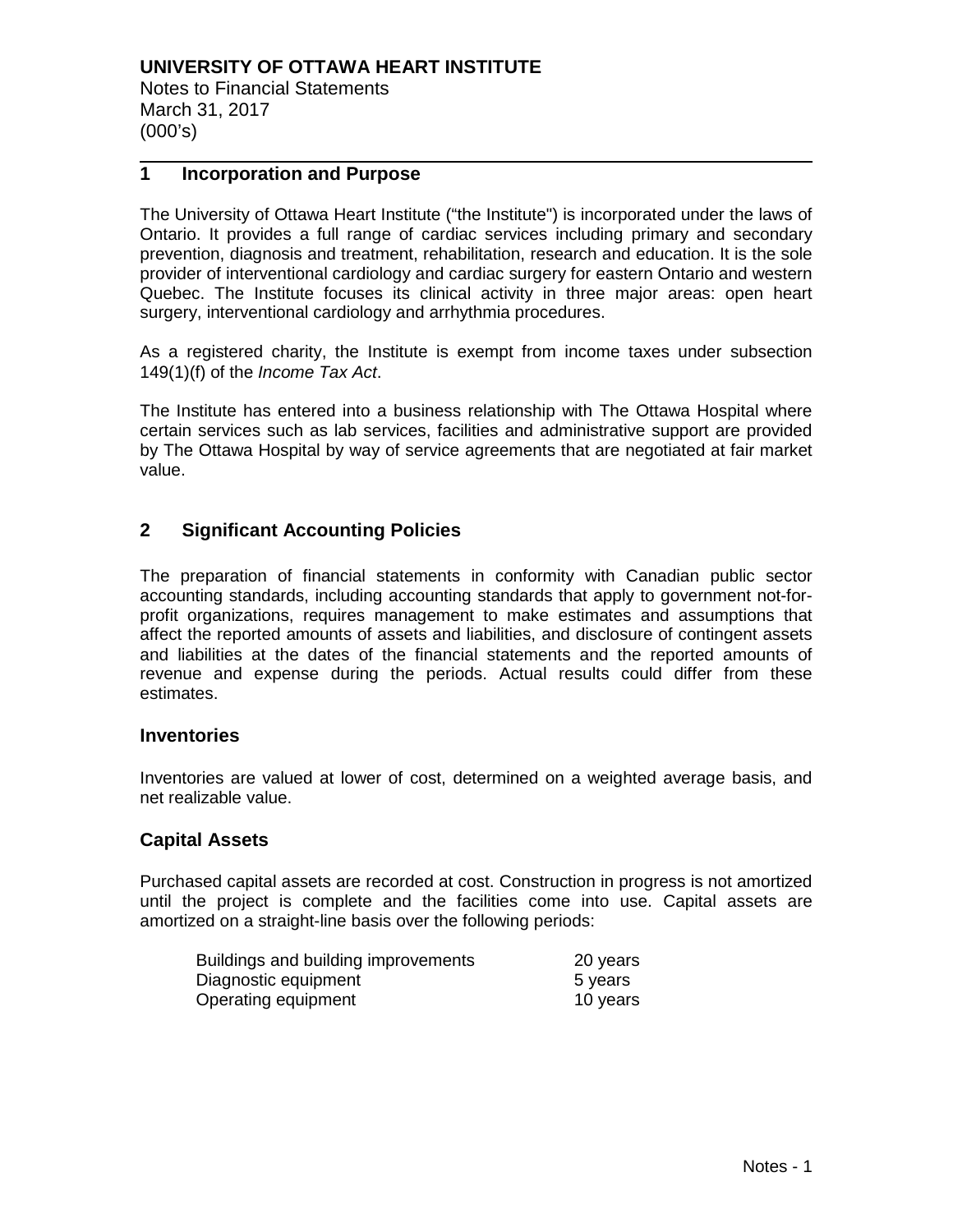# UNIVERSITY OF OTTAWA HEART INSTITUTE

Notes to Financial Statements
March 31, 2017
(000's)

## 1 Incorporation and Purpose

The University of Ottawa Heart Institute ("the Institute") is incorporated under the laws of Ontario. It provides a full range of cardiac services including primary and secondary prevention, diagnosis and treatment, rehabilitation, research and education. It is the sole provider of interventional cardiology and cardiac surgery for eastern Ontario and western Quebec. The Institute focuses its clinical activity in three major areas: open heart surgery, interventional cardiology and arrhythmia procedures.

As a registered charity, the Institute is exempt from income taxes under subsection 149(1)(f) of the *Income Tax Act*.

The Institute has entered into a business relationship with The Ottawa Hospital where certain services such as lab services, facilities and administrative support are provided by The Ottawa Hospital by way of service agreements that are negotiated at fair market value.

## 2 Significant Accounting Policies

The preparation of financial statements in conformity with Canadian public sector accounting standards, including accounting standards that apply to government not-for-profit organizations, requires management to make estimates and assumptions that affect the reported amounts of assets and liabilities, and disclosure of contingent assets and liabilities at the dates of the financial statements and the reported amounts of revenue and expense during the periods. Actual results could differ from these estimates.

### Inventories

Inventories are valued at lower of cost, determined on a weighted average basis, and net realizable value.

### Capital Assets

Purchased capital assets are recorded at cost. Construction in progress is not amortized until the project is complete and the facilities come into use. Capital assets are amortized on a straight-line basis over the following periods:

| | |
|---|---|
| Buildings and building improvements | 20 years |
| Diagnostic equipment | 5 years |
| Operating equipment | 10 years |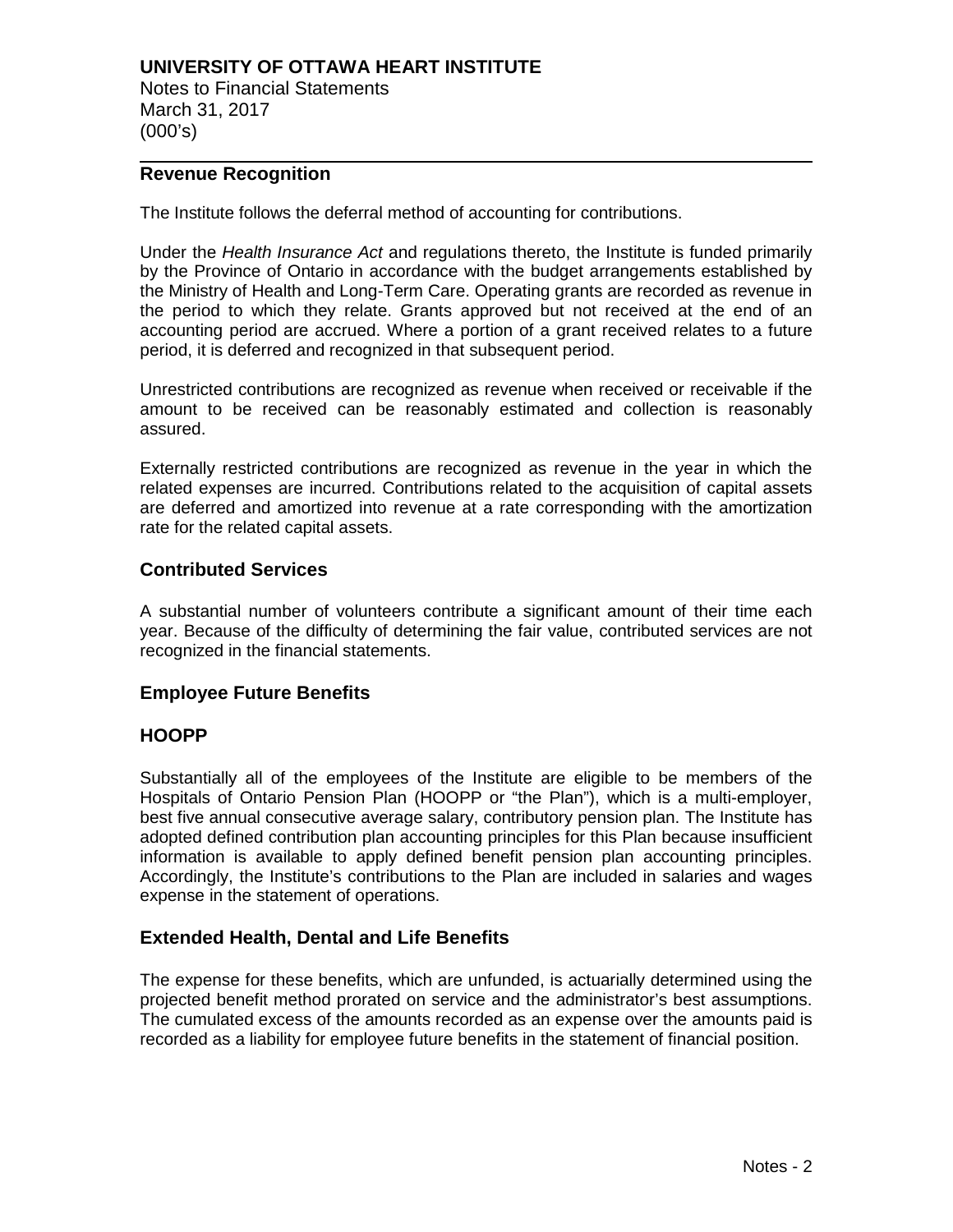## Revenue Recognition

The Institute follows the deferral method of accounting for contributions.

Under the *Health Insurance Act* and regulations thereto, the Institute is funded primarily by the Province of Ontario in accordance with the budget arrangements established by the Ministry of Health and Long-Term Care. Operating grants are recorded as revenue in the period to which they relate. Grants approved but not received at the end of an accounting period are accrued. Where a portion of a grant received relates to a future period, it is deferred and recognized in that subsequent period.

Unrestricted contributions are recognized as revenue when received or receivable if the amount to be received can be reasonably estimated and collection is reasonably assured.

Externally restricted contributions are recognized as revenue in the year in which the related expenses are incurred. Contributions related to the acquisition of capital assets are deferred and amortized into revenue at a rate corresponding with the amortization rate for the related capital assets.

## Contributed Services

A substantial number of volunteers contribute a significant amount of their time each year. Because of the difficulty of determining the fair value, contributed services are not recognized in the financial statements.

## Employee Future Benefits

### HOOPP

Substantially all of the employees of the Institute are eligible to be members of the Hospitals of Ontario Pension Plan (HOOPP or "the Plan"), which is a multi-employer, best five annual consecutive average salary, contributory pension plan. The Institute has adopted defined contribution plan accounting principles for this Plan because insufficient information is available to apply defined benefit pension plan accounting principles. Accordingly, the Institute's contributions to the Plan are included in salaries and wages expense in the statement of operations.

### Extended Health, Dental and Life Benefits

The expense for these benefits, which are unfunded, is actuarially determined using the projected benefit method prorated on service and the administrator's best assumptions. The cumulated excess of the amounts recorded as an expense over the amounts paid is recorded as a liability for employee future benefits in the statement of financial position.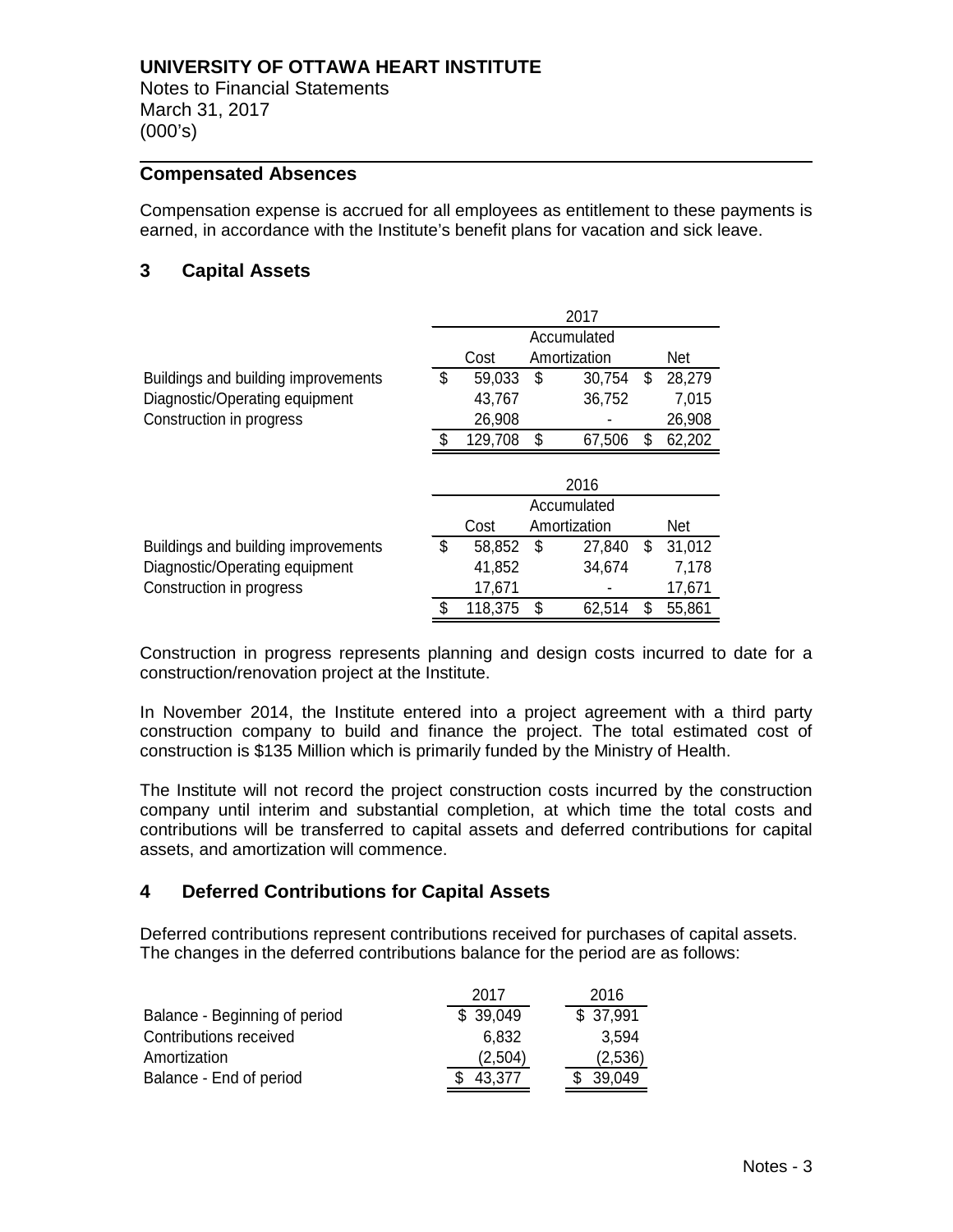**UNIVERSITY OF OTTAWA HEART INSTITUTE**
Notes to Financial Statements
March 31, 2017
(000's)

### Compensated Absences

Compensation expense is accrued for all employees as entitlement to these payments is earned, in accordance with the Institute's benefit plans for vacation and sick leave.

## 3 Capital Assets

| | 2017 | | |
|---|---|---|---|
| | Cost | Accumulated Amortization | Net |
| Buildings and building improvements | $ 59,033 | $ 30,754 | $ 28,279 |
| Diagnostic/Operating equipment | 43,767 | 36,752 | 7,015 |
| Construction in progress | 26,908 | - | 26,908 |
| | $ 129,708 | $ 67,506 | $ 62,202 |

| | 2016 | | |
|---|---|---|---|
| | Cost | Accumulated Amortization | Net |
| Buildings and building improvements | $ 58,852 | $ 27,840 | $ 31,012 |
| Diagnostic/Operating equipment | 41,852 | 34,674 | 7,178 |
| Construction in progress | 17,671 | - | 17,671 |
| | $ 118,375 | $ 62,514 | $ 55,861 |

Construction in progress represents planning and design costs incurred to date for a construction/renovation project at the Institute.

In November 2014, the Institute entered into a project agreement with a third party construction company to build and finance the project. The total estimated cost of construction is $135 Million which is primarily funded by the Ministry of Health.

The Institute will not record the project construction costs incurred by the construction company until interim and substantial completion, at which time the total costs and contributions will be transferred to capital assets and deferred contributions for capital assets, and amortization will commence.

## 4 Deferred Contributions for Capital Assets

Deferred contributions represent contributions received for purchases of capital assets. The changes in the deferred contributions balance for the period are as follows:

| | 2017 | 2016 |
|---|---|---|
| Balance - Beginning of period | $ 39,049 | $ 37,991 |
| Contributions received | 6,832 | 3,594 |
| Amortization | (2,504) | (2,536) |
| Balance - End of period | $ 43,377 | $ 39,049 |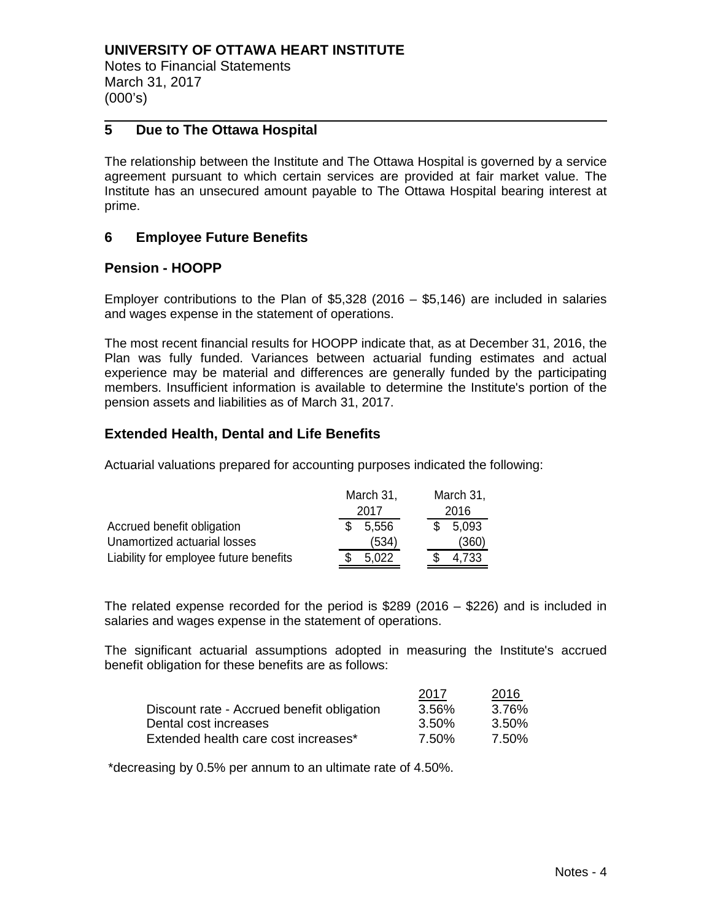**UNIVERSITY OF OTTAWA HEART INSTITUTE**
Notes to Financial Statements
March 31, 2017
(000's)

## 5 Due to The Ottawa Hospital

The relationship between the Institute and The Ottawa Hospital is governed by a service agreement pursuant to which certain services are provided at fair market value. The Institute has an unsecured amount payable to The Ottawa Hospital bearing interest at prime.

## 6 Employee Future Benefits

### Pension - HOOPP

Employer contributions to the Plan of $5,328 (2016 – $5,146) are included in salaries and wages expense in the statement of operations.

The most recent financial results for HOOPP indicate that, as at December 31, 2016, the Plan was fully funded. Variances between actuarial funding estimates and actual experience may be material and differences are generally funded by the participating members. Insufficient information is available to determine the Institute's portion of the pension assets and liabilities as of March 31, 2017.

### Extended Health, Dental and Life Benefits

Actuarial valuations prepared for accounting purposes indicated the following:

| | March 31, 2017 | March 31, 2016 |
|---|---|---|
| Accrued benefit obligation | $ 5,556 | $ 5,093 |
| Unamortized actuarial losses | (534) | (360) |
| Liability for employee future benefits | $ 5,022 | $ 4,733 |

The related expense recorded for the period is $289 (2016 – $226) and is included in salaries and wages expense in the statement of operations.

The significant actuarial assumptions adopted in measuring the Institute's accrued benefit obligation for these benefits are as follows:

| | 2017 | 2016 |
|---|---|---|
| Discount rate - Accrued benefit obligation | 3.56% | 3.76% |
| Dental cost increases | 3.50% | 3.50% |
| Extended health care cost increases* | 7.50% | 7.50% |

*decreasing by 0.5% per annum to an ultimate rate of 4.50%.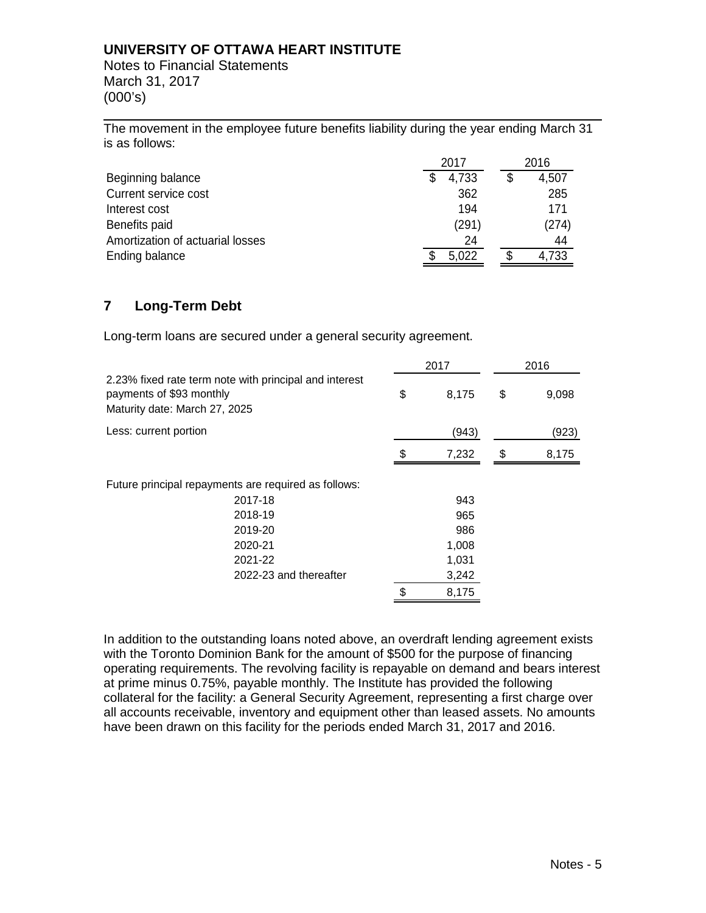The movement in the employee future benefits liability during the year ending March 31 is as follows:

| | 2017 | 2016 |
|---|---|---|
| Beginning balance | $ 4,733 | $ 4,507 |
| Current service cost | 362 | 285 |
| Interest cost | 194 | 171 |
| Benefits paid | (291) | (274) |
| Amortization of actuarial losses | 24 | 44 |
| Ending balance | $ 5,022 | $ 4,733 |

## 7 Long-Term Debt

Long-term loans are secured under a general security agreement.

| | 2017 | 2016 |
|---|---|---|
| 2.23% fixed rate term note with principal and interest payments of $93 monthly<br>Maturity date: March 27, 2025 | $ 8,175 | $ 9,098 |
| Less: current portion | (943) | (923) |
| | $ 7,232 | $ 8,175 |

Future principal repayments are required as follows:

| | |
|---|---|
| 2017-18 | 943 |
| 2018-19 | 965 |
| 2019-20 | 986 |
| 2020-21 | 1,008 |
| 2021-22 | 1,031 |
| 2022-23 and thereafter | 3,242 |
| | $ 8,175 |

In addition to the outstanding loans noted above, an overdraft lending agreement exists with the Toronto Dominion Bank for the amount of $500 for the purpose of financing operating requirements. The revolving facility is repayable on demand and bears interest at prime minus 0.75%, payable monthly. The Institute has provided the following collateral for the facility: a General Security Agreement, representing a first charge over all accounts receivable, inventory and equipment other than leased assets. No amounts have been drawn on this facility for the periods ended March 31, 2017 and 2016.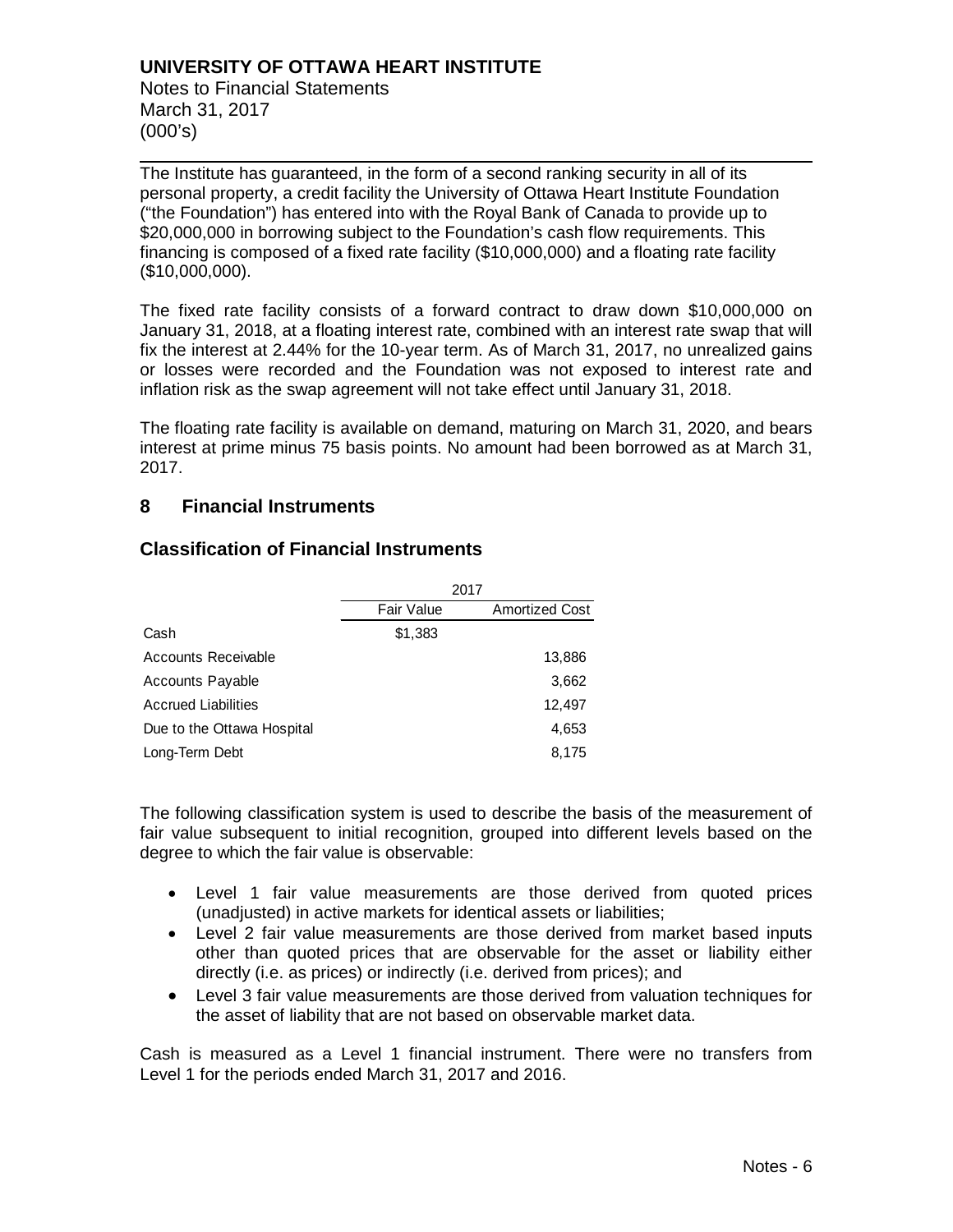The Institute has guaranteed, in the form of a second ranking security in all of its personal property, a credit facility the University of Ottawa Heart Institute Foundation ("the Foundation") has entered into with the Royal Bank of Canada to provide up to \$20,000,000 in borrowing subject to the Foundation's cash flow requirements. This financing is composed of a fixed rate facility (\$10,000,000) and a floating rate facility (\$10,000,000).

The fixed rate facility consists of a forward contract to draw down \$10,000,000 on January 31, 2018, at a floating interest rate, combined with an interest rate swap that will fix the interest at 2.44% for the 10-year term. As of March 31, 2017, no unrealized gains or losses were recorded and the Foundation was not exposed to interest rate and inflation risk as the swap agreement will not take effect until January 31, 2018.

The floating rate facility is available on demand, maturing on March 31, 2020, and bears interest at prime minus 75 basis points. No amount had been borrowed as at March 31, 2017.

## 8 Financial Instruments

### Classification of Financial Instruments

| | 2017 | |
|---|---|---|
| | Fair Value | Amortized Cost |
| Cash | \$1,383 | |
| Accounts Receivable | | 13,886 |
| Accounts Payable | | 3,662 |
| Accrued Liabilities | | 12,497 |
| Due to the Ottawa Hospital | | 4,653 |
| Long-Term Debt | | 8,175 |

The following classification system is used to describe the basis of the measurement of fair value subsequent to initial recognition, grouped into different levels based on the degree to which the fair value is observable:

- Level 1 fair value measurements are those derived from quoted prices (unadjusted) in active markets for identical assets or liabilities;
- Level 2 fair value measurements are those derived from market based inputs other than quoted prices that are observable for the asset or liability either directly (i.e. as prices) or indirectly (i.e. derived from prices); and
- Level 3 fair value measurements are those derived from valuation techniques for the asset of liability that are not based on observable market data.

Cash is measured as a Level 1 financial instrument. There were no transfers from Level 1 for the periods ended March 31, 2017 and 2016.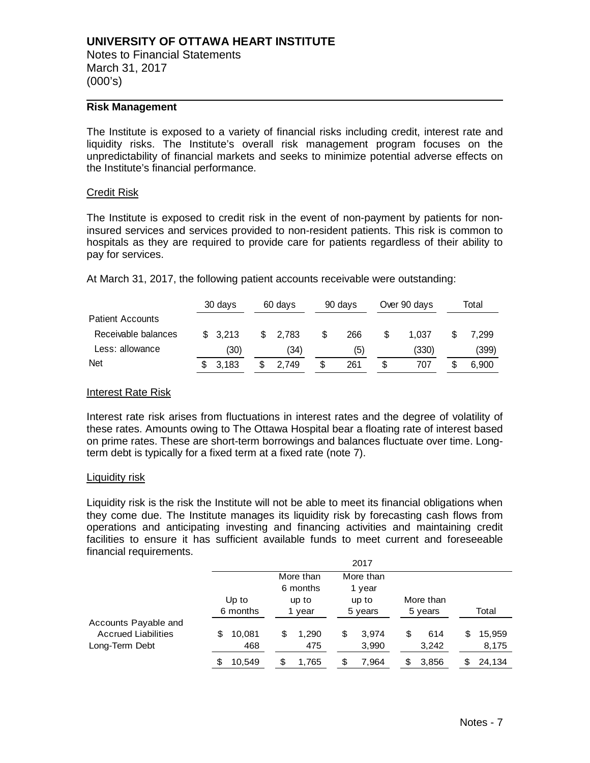# UNIVERSITY OF OTTAWA HEART INSTITUTE

Notes to Financial Statements
March 31, 2017
(000's)

## Risk Management

The Institute is exposed to a variety of financial risks including credit, interest rate and liquidity risks. The Institute's overall risk management program focuses on the unpredictability of financial markets and seeks to minimize potential adverse effects on the Institute's financial performance.

### Credit Risk

The Institute is exposed to credit risk in the event of non-payment by patients for non-insured services and services provided to non-resident patients. This risk is common to hospitals as they are required to provide care for patients regardless of their ability to pay for services.

At March 31, 2017, the following patient accounts receivable were outstanding:

| | 30 days | 60 days | 90 days | Over 90 days | Total |
|---|---|---|---|---|---|
| Patient Accounts | | | | | |
| Receivable balances | $ 3,213 | $ 2,783 | $ 266 | $ 1,037 | $ 7,299 |
| Less: allowance | (30) | (34) | (5) | (330) | (399) |
| Net | $ 3,183 | $ 2,749 | $ 261 | $ 707 | $ 6,900 |

### Interest Rate Risk

Interest rate risk arises from fluctuations in interest rates and the degree of volatility of these rates. Amounts owing to The Ottawa Hospital bear a floating rate of interest based on prime rates. These are short-term borrowings and balances fluctuate over time. Long-term debt is typically for a fixed term at a fixed rate (note 7).

### Liquidity risk

Liquidity risk is the risk the Institute will not be able to meet its financial obligations when they come due. The Institute manages its liquidity risk by forecasting cash flows from operations and anticipating investing and financing activities and maintaining credit facilities to ensure it has sufficient available funds to meet current and foreseeable financial requirements.

| | 2017 | | | | |
|---|---|---|---|---|---|
| | Up to 6 months | More than 6 months up to 1 year | More than 1 year up to 5 years | More than 5 years | Total |
| Accounts Payable and Accrued Liabilities | $ 10,081 | $ 1,290 | $ 3,974 | $ 614 | $ 15,959 |
| Long-Term Debt | 468 | 475 | 3,990 | 3,242 | 8,175 |
| | $ 10,549 | $ 1,765 | $ 7,964 | $ 3,856 | $ 24,134 |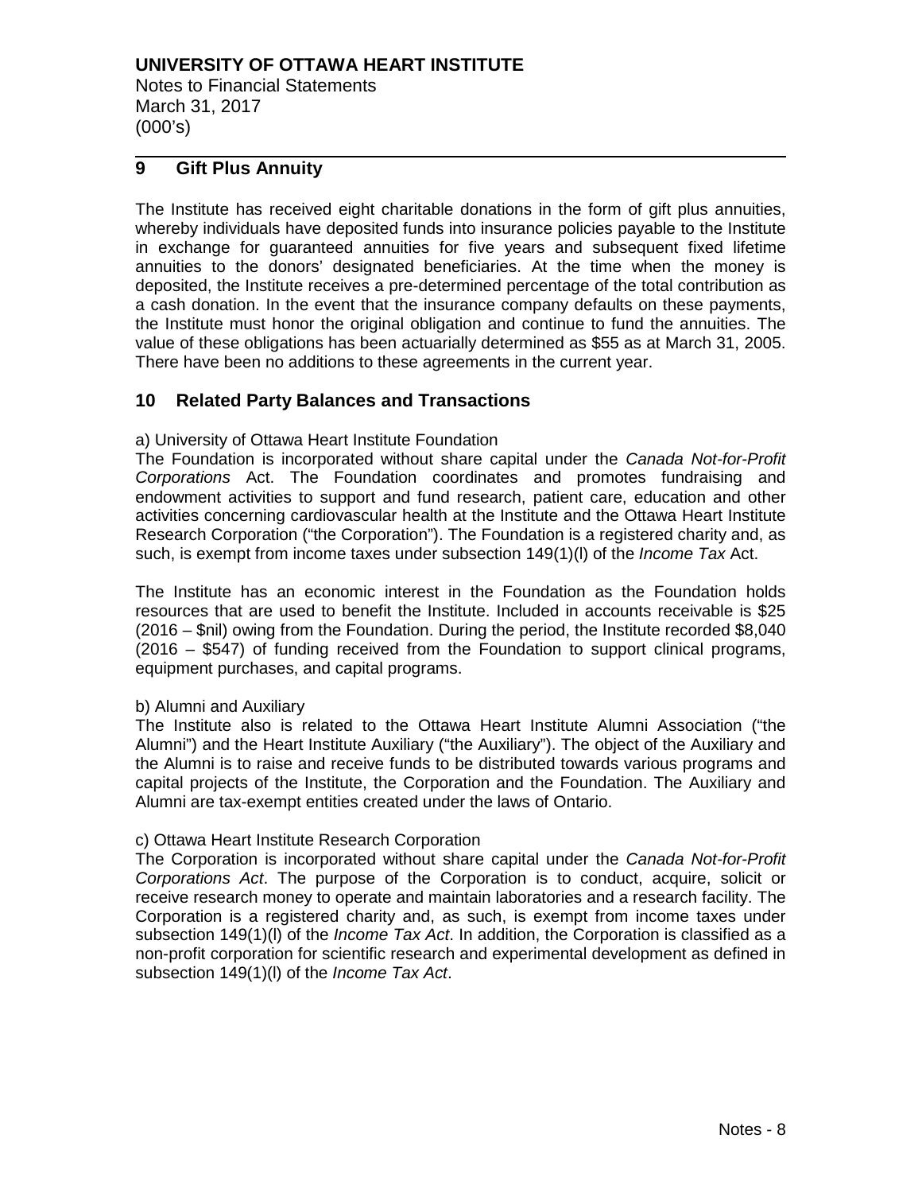## 9 Gift Plus Annuity

The Institute has received eight charitable donations in the form of gift plus annuities, whereby individuals have deposited funds into insurance policies payable to the Institute in exchange for guaranteed annuities for five years and subsequent fixed lifetime annuities to the donors' designated beneficiaries. At the time when the money is deposited, the Institute receives a pre-determined percentage of the total contribution as a cash donation. In the event that the insurance company defaults on these payments, the Institute must honor the original obligation and continue to fund the annuities. The value of these obligations has been actuarially determined as $55 as at March 31, 2005. There have been no additions to these agreements in the current year.

## 10 Related Party Balances and Transactions

a) University of Ottawa Heart Institute Foundation

The Foundation is incorporated without share capital under the *Canada Not-for-Profit Corporations* Act. The Foundation coordinates and promotes fundraising and endowment activities to support and fund research, patient care, education and other activities concerning cardiovascular health at the Institute and the Ottawa Heart Institute Research Corporation ("the Corporation"). The Foundation is a registered charity and, as such, is exempt from income taxes under subsection 149(1)(l) of the *Income Tax* Act.

The Institute has an economic interest in the Foundation as the Foundation holds resources that are used to benefit the Institute. Included in accounts receivable is $25 (2016 – $nil) owing from the Foundation. During the period, the Institute recorded $8,040 (2016 – $547) of funding received from the Foundation to support clinical programs, equipment purchases, and capital programs.

b) Alumni and Auxiliary

The Institute also is related to the Ottawa Heart Institute Alumni Association ("the Alumni") and the Heart Institute Auxiliary ("the Auxiliary"). The object of the Auxiliary and the Alumni is to raise and receive funds to be distributed towards various programs and capital projects of the Institute, the Corporation and the Foundation. The Auxiliary and Alumni are tax-exempt entities created under the laws of Ontario.

c) Ottawa Heart Institute Research Corporation

The Corporation is incorporated without share capital under the *Canada Not-for-Profit Corporations Act*. The purpose of the Corporation is to conduct, acquire, solicit or receive research money to operate and maintain laboratories and a research facility. The Corporation is a registered charity and, as such, is exempt from income taxes under subsection 149(1)(l) of the *Income Tax Act*. In addition, the Corporation is classified as a non-profit corporation for scientific research and experimental development as defined in subsection 149(1)(l) of the *Income Tax Act*.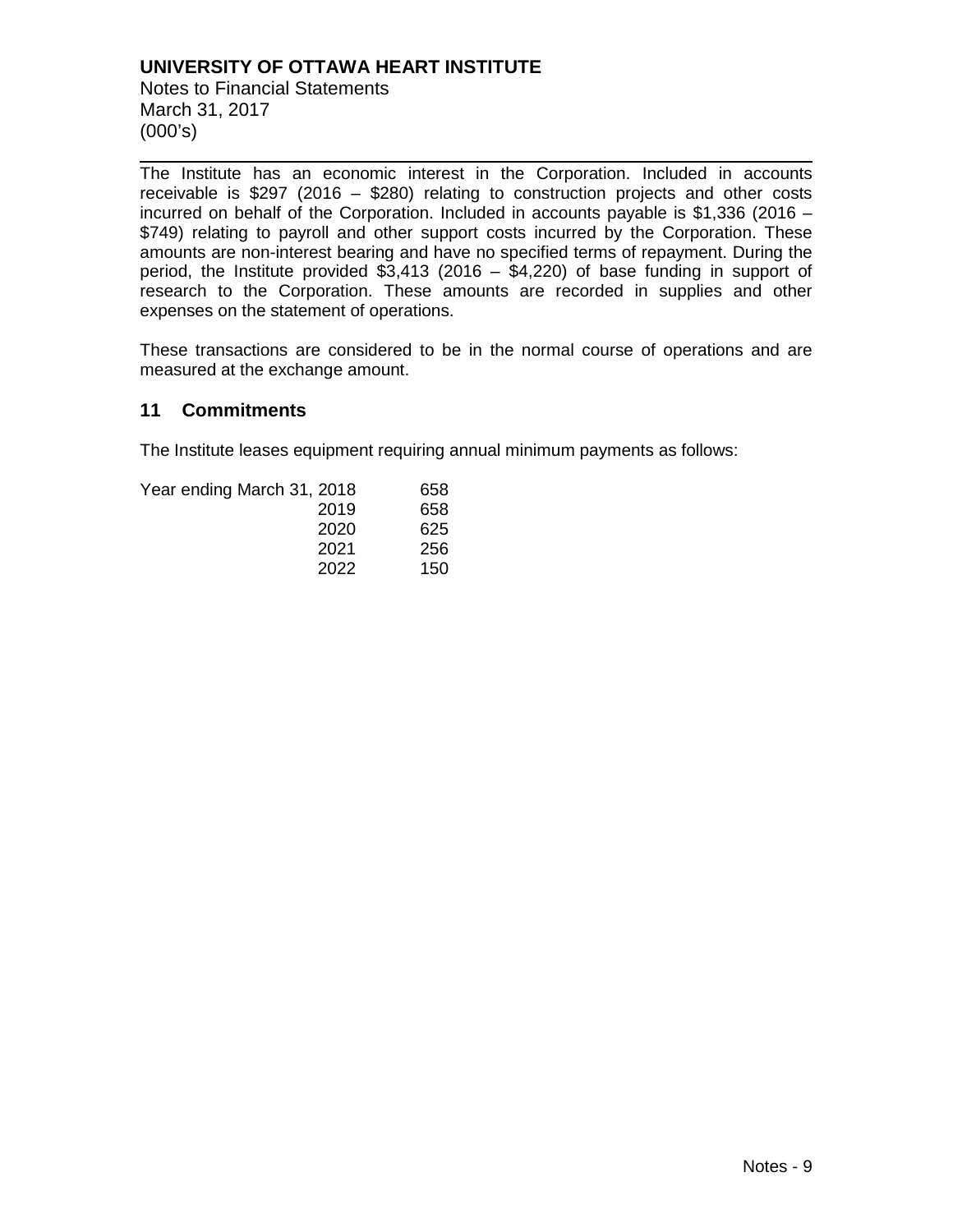The Institute has an economic interest in the Corporation. Included in accounts receivable is $297 (2016 – $280) relating to construction projects and other costs incurred on behalf of the Corporation. Included in accounts payable is $1,336 (2016 – $749) relating to payroll and other support costs incurred by the Corporation. These amounts are non-interest bearing and have no specified terms of repayment. During the period, the Institute provided $3,413 (2016 – $4,220) of base funding in support of research to the Corporation. These amounts are recorded in supplies and other expenses on the statement of operations.

These transactions are considered to be in the normal course of operations and are measured at the exchange amount.

## 11 Commitments

The Institute leases equipment requiring annual minimum payments as follows:

| | |
|---|---|
| Year ending March 31, 2018 | 658 |
| 2019 | 658 |
| 2020 | 625 |
| 2021 | 256 |
| 2022 | 150 |